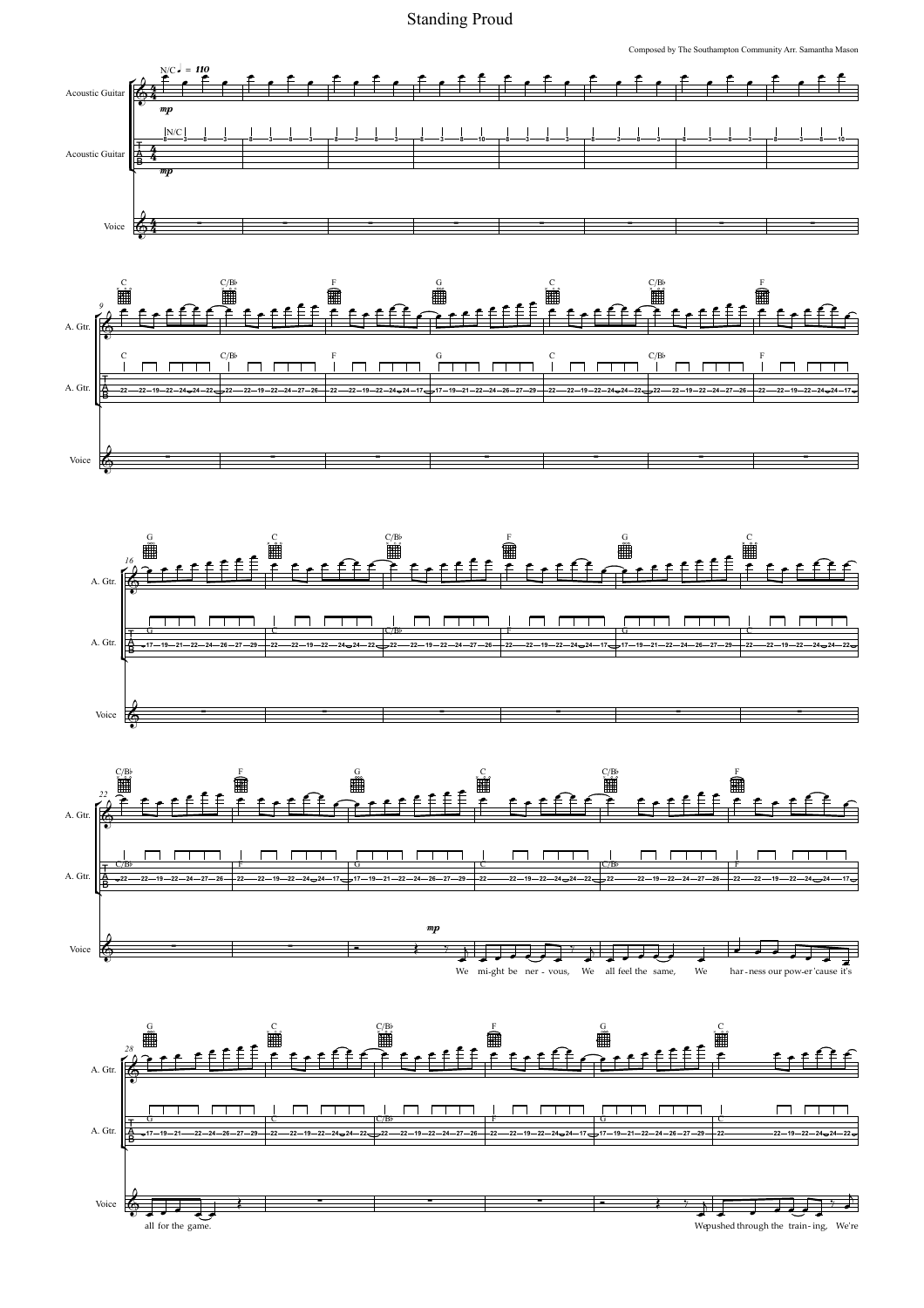# Standing Proud

Composed by The Southampton Community Arr. Samantha Mason

We mi-ght be ner - vous, We all feel the same, We har - ness our pow-er 'cause it's all for the game.

We pushed through the train - ing, We're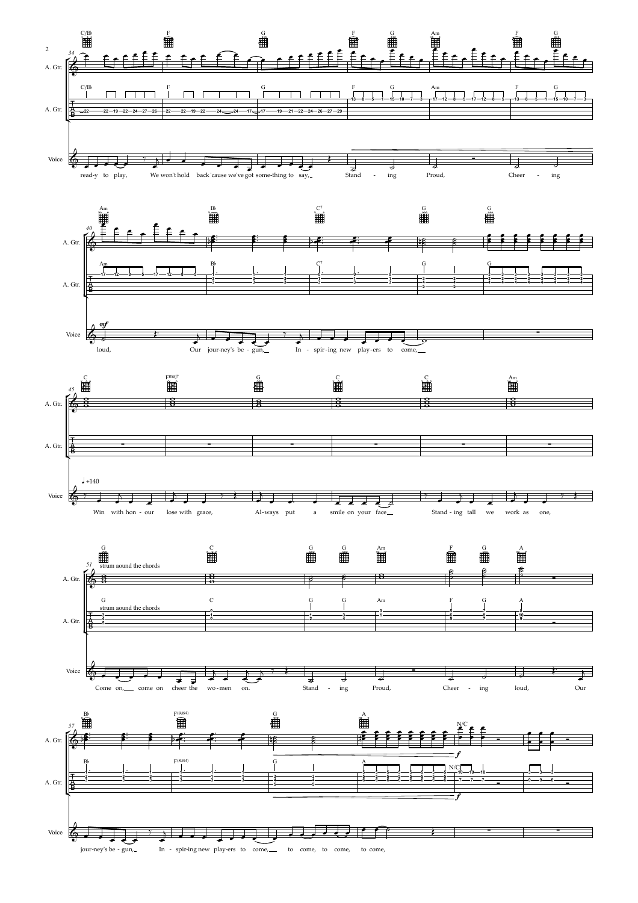read-y to play, We won't hold back 'cause we've got some-thing to say, Stand - ing Proud, Cheer - ing

loud, Our jour-ney's be - gun, In - spir-ing new play-ers to come,

♩ +140

Win with hon - our lose with grace, Al-ways put a smile on your face Stand - ing tall we work as one,

strum aound the chords

Come on, come on cheer the wo-men on. Stand - ing Proud, Cheer - ing loud, Our

jour-ney's be - gun, In - spir-ing new play-ers to come, to come, to come, to come,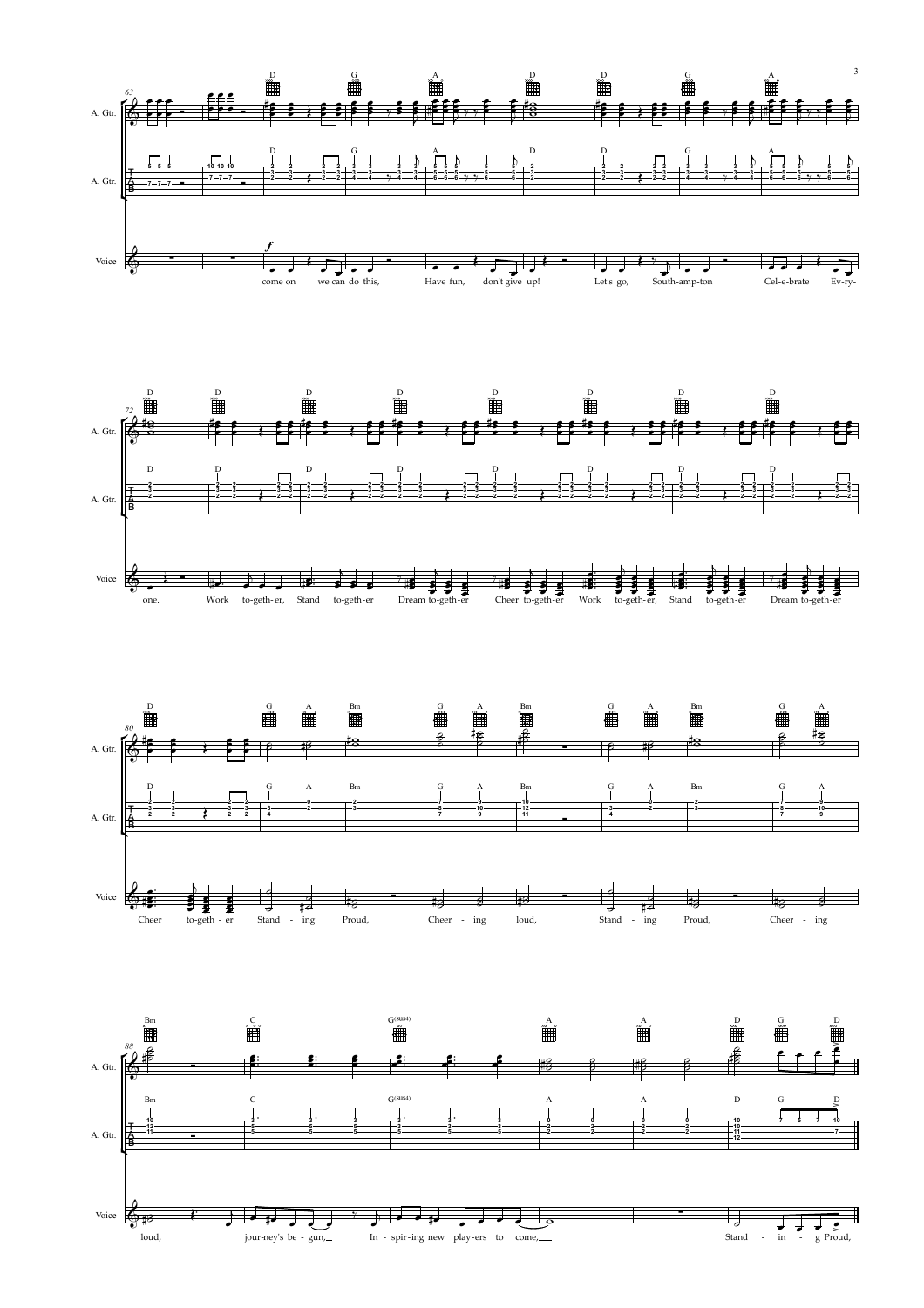A. Gtr.

A. Gtr.

Voice

*f*

come on we can do this, Have fun, don't give up! Let's go, South-amp-ton Cel-e-brate Ev-ry-

one. Work to-geth-er, Stand to-geth-er Dream to-geth-er Cheer to-geth-er Work to-geth-er, Stand to-geth-er Dream to-geth-er

Cheer to-geth - er Stand - ing Proud, Cheer - ing loud, Stand - ing Proud, Cheer - ing

loud, jour-ney's be - gun, In - spir-ing new play-ers to come, Stand - in - g Proud,

D G A D D G A

D D D D D D D D

D G A Bm G A Bm G A Bm G A

Bm C G(sus4) A A D G D